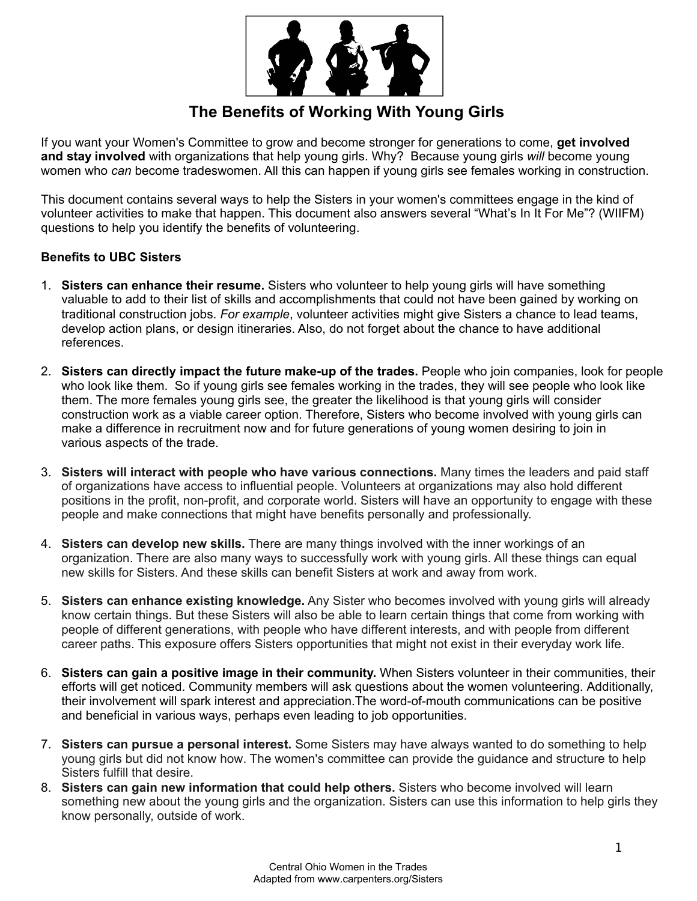# The Benefits of Working With Young Girls

If you want your Women's Committee to grow and become stronger for generations to come, **get involved and stay involved** with organizations that help young girls. Why? Because young girls *will* become young women who *can* become tradeswomen. All this can happen if young girls see females working in construction.

This document contains several ways to help the Sisters in your women's committees engage in the kind of volunteer activities to make that happen. This document also answers several "What's In It For Me"? (WIIFM) questions to help you identify the benefits of volunteering.

**Benefits to UBC Sisters**

1. **Sisters can enhance their resume.** Sisters who volunteer to help young girls will have something valuable to add to their list of skills and accomplishments that could not have been gained by working on traditional construction jobs. *For example*, volunteer activities might give Sisters a chance to lead teams, develop action plans, or design itineraries. Also, do not forget about the chance to have additional references.

2. **Sisters can directly impact the future make-up of the trades.** People who join companies, look for people who look like them. So if young girls see females working in the trades, they will see people who look like them. The more females young girls see, the greater the likelihood is that young girls will consider construction work as a viable career option. Therefore, Sisters who become involved with young girls can make a difference in recruitment now and for future generations of young women desiring to join in various aspects of the trade.

3. **Sisters will interact with people who have various connections.** Many times the leaders and paid staff of organizations have access to influential people. Volunteers at organizations may also hold different positions in the profit, non-profit, and corporate world. Sisters will have an opportunity to engage with these people and make connections that might have benefits personally and professionally.

4. **Sisters can develop new skills.** There are many things involved with the inner workings of an organization. There are also many ways to successfully work with young girls. All these things can equal new skills for Sisters. And these skills can benefit Sisters at work and away from work.

5. **Sisters can enhance existing knowledge.** Any Sister who becomes involved with young girls will already know certain things. But these Sisters will also be able to learn certain things that come from working with people of different generations, with people who have different interests, and with people from different career paths. This exposure offers Sisters opportunities that might not exist in their everyday work life.

6. **Sisters can gain a positive image in their community.** When Sisters volunteer in their communities, their efforts will get noticed. Community members will ask questions about the women volunteering. Additionally, their involvement will spark interest and appreciation.The word-of-mouth communications can be positive and beneficial in various ways, perhaps even leading to job opportunities.

7. **Sisters can pursue a personal interest.** Some Sisters may have always wanted to do something to help young girls but did not know how. The women's committee can provide the guidance and structure to help Sisters fulfill that desire.

8. **Sisters can gain new information that could help others.** Sisters who become involved will learn something new about the young girls and the organization. Sisters can use this information to help girls they know personally, outside of work.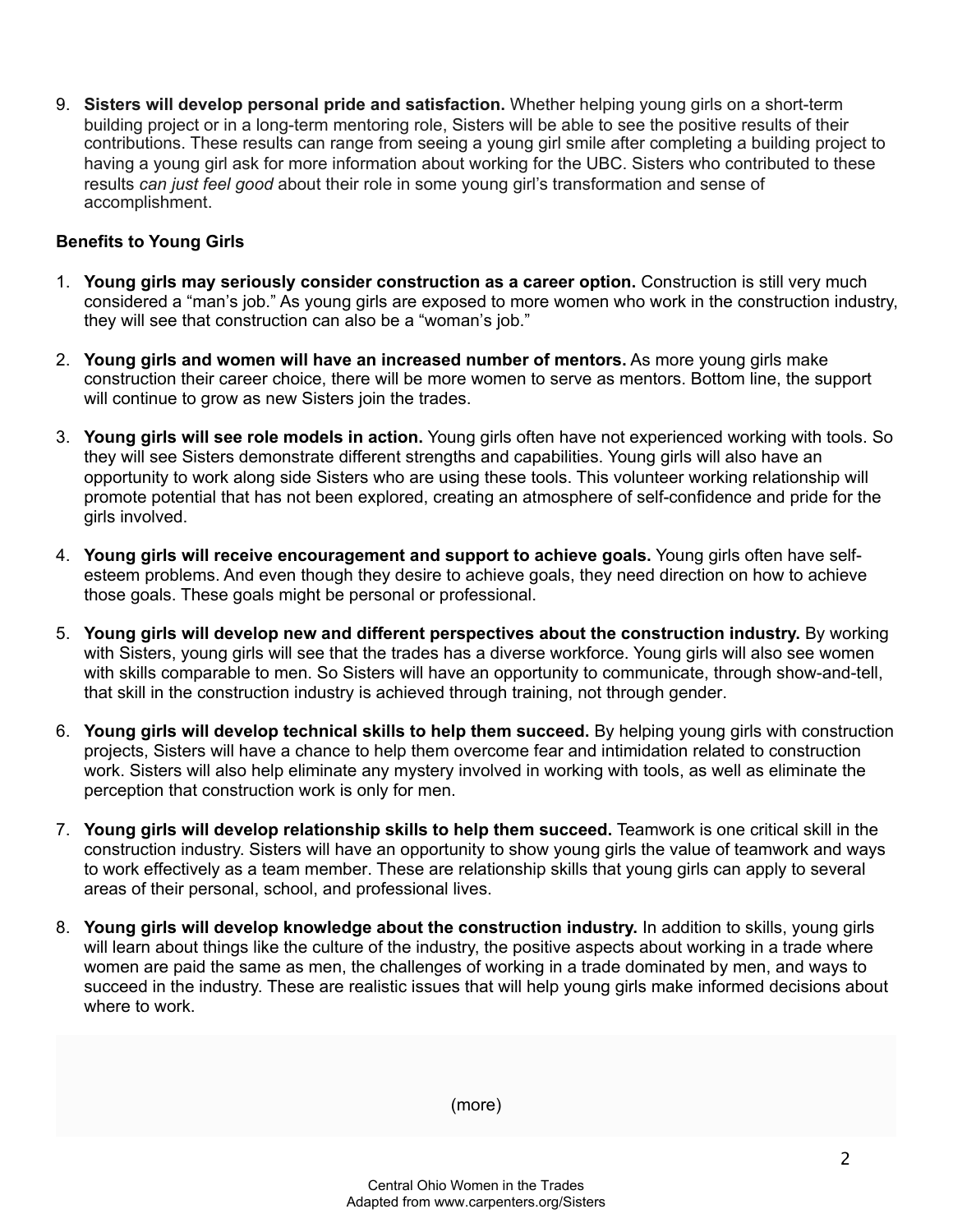9. **Sisters will develop personal pride and satisfaction.** Whether helping young girls on a short-term building project or in a long-term mentoring role, Sisters will be able to see the positive results of their contributions. These results can range from seeing a young girl smile after completing a building project to having a young girl ask for more information about working for the UBC. Sisters who contributed to these results *can just feel good* about their role in some young girl's transformation and sense of accomplishment.

**Benefits to Young Girls**

1. **Young girls may seriously consider construction as a career option.** Construction is still very much considered a "man's job." As young girls are exposed to more women who work in the construction industry, they will see that construction can also be a "woman's job."

2. **Young girls and women will have an increased number of mentors.** As more young girls make construction their career choice, there will be more women to serve as mentors. Bottom line, the support will continue to grow as new Sisters join the trades.

3. **Young girls will see role models in action.** Young girls often have not experienced working with tools. So they will see Sisters demonstrate different strengths and capabilities. Young girls will also have an opportunity to work along side Sisters who are using these tools. This volunteer working relationship will promote potential that has not been explored, creating an atmosphere of self-confidence and pride for the girls involved.

4. **Young girls will receive encouragement and support to achieve goals.** Young girls often have self-esteem problems. And even though they desire to achieve goals, they need direction on how to achieve those goals. These goals might be personal or professional.

5. **Young girls will develop new and different perspectives about the construction industry.** By working with Sisters, young girls will see that the trades has a diverse workforce. Young girls will also see women with skills comparable to men. So Sisters will have an opportunity to communicate, through show-and-tell, that skill in the construction industry is achieved through training, not through gender.

6. **Young girls will develop technical skills to help them succeed.** By helping young girls with construction projects, Sisters will have a chance to help them overcome fear and intimidation related to construction work. Sisters will also help eliminate any mystery involved in working with tools, as well as eliminate the perception that construction work is only for men.

7. **Young girls will develop relationship skills to help them succeed.** Teamwork is one critical skill in the construction industry. Sisters will have an opportunity to show young girls the value of teamwork and ways to work effectively as a team member. These are relationship skills that young girls can apply to several areas of their personal, school, and professional lives.

8. **Young girls will develop knowledge about the construction industry.** In addition to skills, young girls will learn about things like the culture of the industry, the positive aspects about working in a trade where women are paid the same as men, the challenges of working in a trade dominated by men, and ways to succeed in the industry. These are realistic issues that will help young girls make informed decisions about where to work.

(more)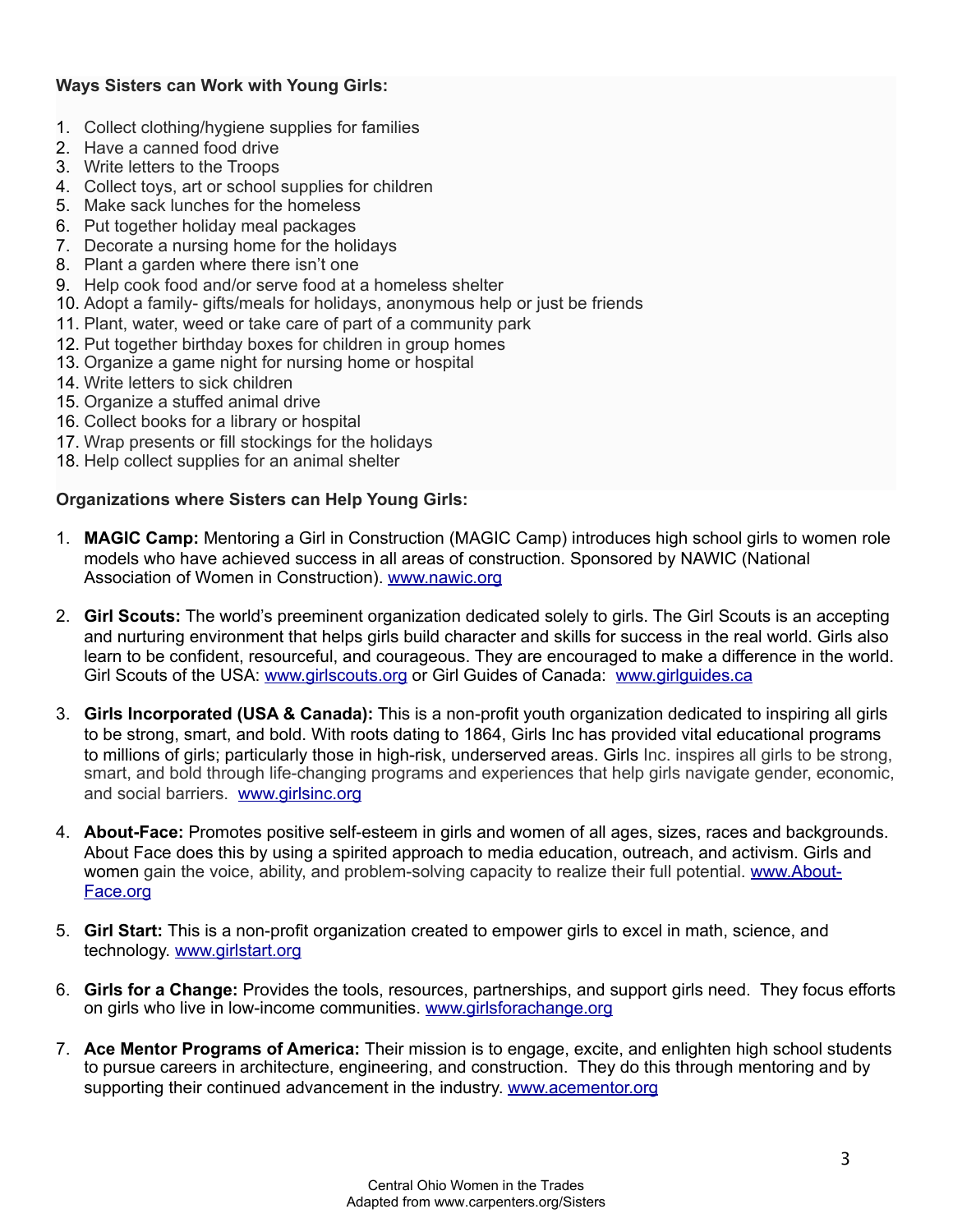**Ways Sisters can Work with Young Girls:**

1. Collect clothing/hygiene supplies for families
2. Have a canned food drive
3. Write letters to the Troops
4. Collect toys, art or school supplies for children
5. Make sack lunches for the homeless
6. Put together holiday meal packages
7. Decorate a nursing home for the holidays
8. Plant a garden where there isn't one
9. Help cook food and/or serve food at a homeless shelter
10. Adopt a family- gifts/meals for holidays, anonymous help or just be friends
11. Plant, water, weed or take care of part of a community park
12. Put together birthday boxes for children in group homes
13. Organize a game night for nursing home or hospital
14. Write letters to sick children
15. Organize a stuffed animal drive
16. Collect books for a library or hospital
17. Wrap presents or fill stockings for the holidays
18. Help collect supplies for an animal shelter

**Organizations where Sisters can Help Young Girls:**

1. **MAGIC Camp:** Mentoring a Girl in Construction (MAGIC Camp) introduces high school girls to women role models who have achieved success in all areas of construction. Sponsored by NAWIC (National Association of Women in Construction). www.nawic.org

2. **Girl Scouts:** The world's preeminent organization dedicated solely to girls. The Girl Scouts is an accepting and nurturing environment that helps girls build character and skills for success in the real world. Girls also learn to be confident, resourceful, and courageous. They are encouraged to make a difference in the world. Girl Scouts of the USA: www.girlscouts.org or Girl Guides of Canada: www.girlguides.ca

3. **Girls Incorporated (USA & Canada):** This is a non-profit youth organization dedicated to inspiring all girls to be strong, smart, and bold. With roots dating to 1864, Girls Inc has provided vital educational programs to millions of girls; particularly those in high-risk, underserved areas. Girls Inc. inspires all girls to be strong, smart, and bold through life-changing programs and experiences that help girls navigate gender, economic, and social barriers. www.girlsinc.org

4. **About-Face:** Promotes positive self-esteem in girls and women of all ages, sizes, races and backgrounds. About Face does this by using a spirited approach to media education, outreach, and activism. Girls and women gain the voice, ability, and problem-solving capacity to realize their full potential. www.About-Face.org

5. **Girl Start:** This is a non-profit organization created to empower girls to excel in math, science, and technology. www.girlstart.org

6. **Girls for a Change:** Provides the tools, resources, partnerships, and support girls need. They focus efforts on girls who live in low-income communities. www.girlsforachange.org

7. **Ace Mentor Programs of America:** Their mission is to engage, excite, and enlighten high school students to pursue careers in architecture, engineering, and construction. They do this through mentoring and by supporting their continued advancement in the industry. www.acementor.org